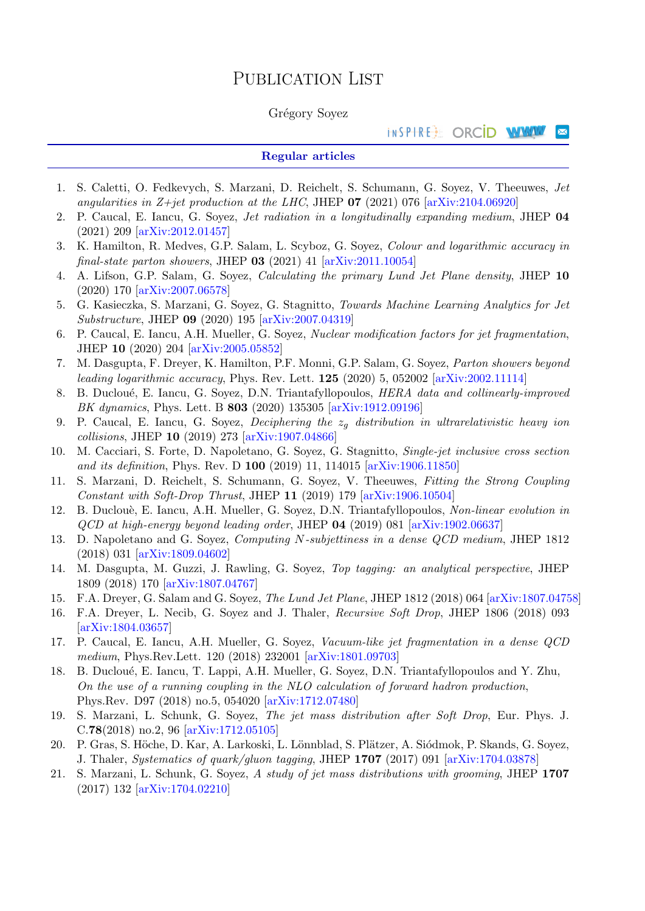# Publication List

Grégory Soyez

INSPIRE ORCID WWW

## Regular articles

1. S. Caletti, O. Fedkevych, S. Marzani, D. Reichelt, S. Schumann, G. Soyez, V. Theeuwes, *Jet angularities in Z+jet production at the LHC*, JHEP **07** (2021) 076 [arXiv:2104.06920]
2. P. Caucal, E. Iancu, G. Soyez, *Jet radiation in a longitudinally expanding medium*, JHEP **04** (2021) 209 [arXiv:2012.01457]
3. K. Hamilton, R. Medves, G.P. Salam, L. Scyboz, G. Soyez, *Colour and logarithmic accuracy in final-state parton showers*, JHEP **03** (2021) 41 [arXiv:2011.10054]
4. A. Lifson, G.P. Salam, G. Soyez, *Calculating the primary Lund Jet Plane density*, JHEP **10** (2020) 170 [arXiv:2007.06578]
5. G. Kasieczka, S. Marzani, G. Soyez, G. Stagnitto, *Towards Machine Learning Analytics for Jet Substructure*, JHEP **09** (2020) 195 [arXiv:2007.04319]
6. P. Caucal, E. Iancu, A.H. Mueller, G. Soyez, *Nuclear modification factors for jet fragmentation*, JHEP **10** (2020) 204 [arXiv:2005.05852]
7. M. Dasgupta, F. Dreyer, K. Hamilton, P.F. Monni, G.P. Salam, G. Soyez, *Parton showers beyond leading logarithmic accuracy*, Phys. Rev. Lett. **125** (2020) 5, 052002 [arXiv:2002.11114]
8. B. Ducloué, E. Iancu, G. Soyez, D.N. Triantafyllopoulos, *HERA data and collinearly-improved BK dynamics*, Phys. Lett. B **803** (2020) 135305 [arXiv:1912.09196]
9. P. Caucal, E. Iancu, G. Soyez, *Deciphering the $z_g$ distribution in ultrarelativistic heavy ion collisions*, JHEP **10** (2019) 273 [arXiv:1907.04866]
10. M. Cacciari, S. Forte, D. Napoletano, G. Soyez, G. Stagnitto, *Single-jet inclusive cross section and its definition*, Phys. Rev. D **100** (2019) 11, 114015 [arXiv:1906.11850]
11. S. Marzani, D. Reichelt, S. Schumann, G. Soyez, V. Theeuwes, *Fitting the Strong Coupling Constant with Soft-Drop Thrust*, JHEP **11** (2019) 179 [arXiv:1906.10504]
12. B. Duclouè, E. Iancu, A.H. Mueller, G. Soyez, D.N. Triantafyllopoulos, *Non-linear evolution in QCD at high-energy beyond leading order*, JHEP **04** (2019) 081 [arXiv:1902.06637]
13. D. Napoletano and G. Soyez, *Computing $N$-subjettiness in a dense QCD medium*, JHEP 1812 (2018) 031 [arXiv:1809.04602]
14. M. Dasgupta, M. Guzzi, J. Rawling, G. Soyez, *Top tagging: an analytical perspective*, JHEP 1809 (2018) 170 [arXiv:1807.04767]
15. F.A. Dreyer, G. Salam and G. Soyez, *The Lund Jet Plane*, JHEP 1812 (2018) 064 [arXiv:1807.04758]
16. F.A. Dreyer, L. Necib, G. Soyez and J. Thaler, *Recursive Soft Drop*, JHEP 1806 (2018) 093 [arXiv:1804.03657]
17. P. Caucal, E. Iancu, A.H. Mueller, G. Soyez, *Vacuum-like jet fragmentation in a dense QCD medium*, Phys.Rev.Lett. 120 (2018) 232001 [arXiv:1801.09703]
18. B. Ducloué, E. Iancu, T. Lappi, A.H. Mueller, G. Soyez, D.N. Triantafyllopoulos and Y. Zhu, *On the use of a running coupling in the NLO calculation of forward hadron production*, Phys.Rev. D97 (2018) no.5, 054020 [arXiv:1712.07480]
19. S. Marzani, L. Schunk, G. Soyez, *The jet mass distribution after Soft Drop*, Eur. Phys. J. C.**78**(2018) no.2, 96 [arXiv:1712.05105]
20. P. Gras, S. Höche, D. Kar, A. Larkoski, L. Lönnblad, S. Plätzer, A. Siódmok, P. Skands, G. Soyez, J. Thaler, *Systematics of quark/gluon tagging*, JHEP **1707** (2017) 091 [arXiv:1704.03878]
21. S. Marzani, L. Schunk, G. Soyez, *A study of jet mass distributions with grooming*, JHEP **1707** (2017) 132 [arXiv:1704.02210]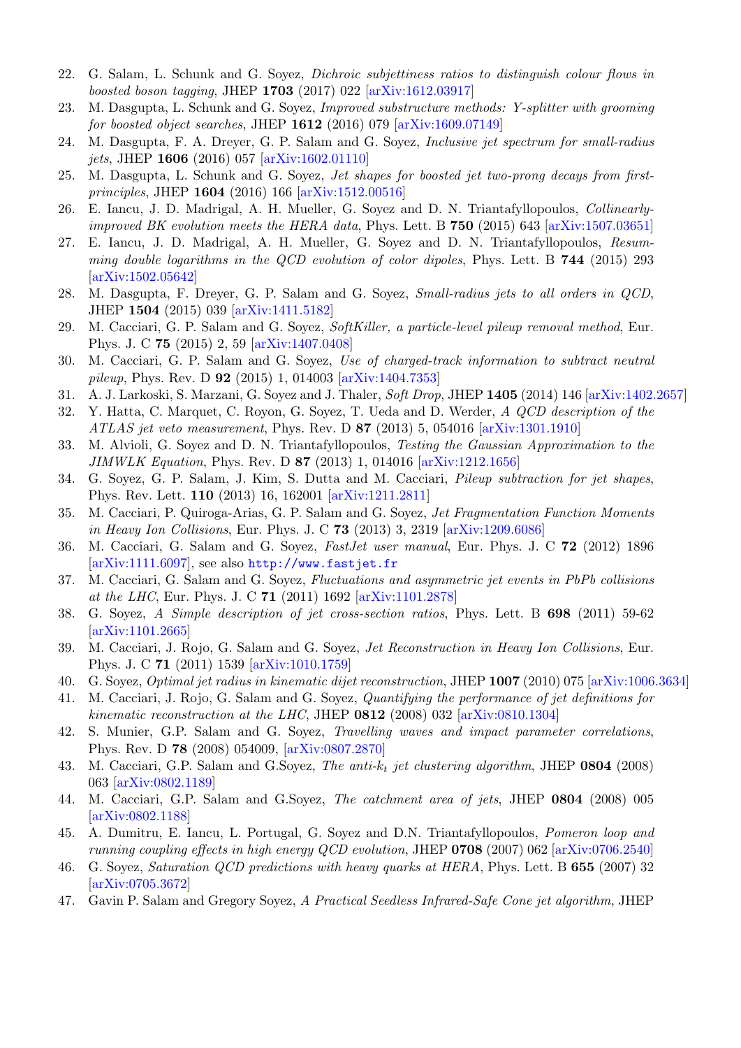22. G. Salam, L. Schunk and G. Soyez, *Dichroic subjettiness ratios to distinguish colour flows in boosted boson tagging*, JHEP **1703** (2017) 022 [arXiv:1612.03917]
23. M. Dasgupta, L. Schunk and G. Soyez, *Improved substructure methods: Y-splitter with grooming for boosted object searches*, JHEP **1612** (2016) 079 [arXiv:1609.07149]
24. M. Dasgupta, F. A. Dreyer, G. P. Salam and G. Soyez, *Inclusive jet spectrum for small-radius jets*, JHEP **1606** (2016) 057 [arXiv:1602.01110]
25. M. Dasgupta, L. Schunk and G. Soyez, *Jet shapes for boosted jet two-prong decays from first-principles*, JHEP **1604** (2016) 166 [arXiv:1512.00516]
26. E. Iancu, J. D. Madrigal, A. H. Mueller, G. Soyez and D. N. Triantafyllopoulos, *Collinearly-improved BK evolution meets the HERA data*, Phys. Lett. B **750** (2015) 643 [arXiv:1507.03651]
27. E. Iancu, J. D. Madrigal, A. H. Mueller, G. Soyez and D. N. Triantafyllopoulos, *Resumming double logarithms in the QCD evolution of color dipoles*, Phys. Lett. B **744** (2015) 293 [arXiv:1502.05642]
28. M. Dasgupta, F. Dreyer, G. P. Salam and G. Soyez, *Small-radius jets to all orders in QCD*, JHEP **1504** (2015) 039 [arXiv:1411.5182]
29. M. Cacciari, G. P. Salam and G. Soyez, *SoftKiller, a particle-level pileup removal method*, Eur. Phys. J. C **75** (2015) 2, 59 [arXiv:1407.0408]
30. M. Cacciari, G. P. Salam and G. Soyez, *Use of charged-track information to subtract neutral pileup*, Phys. Rev. D **92** (2015) 1, 014003 [arXiv:1404.7353]
31. A. J. Larkoski, S. Marzani, G. Soyez and J. Thaler, *Soft Drop*, JHEP **1405** (2014) 146 [arXiv:1402.2657]
32. Y. Hatta, C. Marquet, C. Royon, G. Soyez, T. Ueda and D. Werder, *A QCD description of the ATLAS jet veto measurement*, Phys. Rev. D **87** (2013) 5, 054016 [arXiv:1301.1910]
33. M. Alvioli, G. Soyez and D. N. Triantafyllopoulos, *Testing the Gaussian Approximation to the JIMWLK Equation*, Phys. Rev. D **87** (2013) 1, 014016 [arXiv:1212.1656]
34. G. Soyez, G. P. Salam, J. Kim, S. Dutta and M. Cacciari, *Pileup subtraction for jet shapes*, Phys. Rev. Lett. **110** (2013) 16, 162001 [arXiv:1211.2811]
35. M. Cacciari, P. Quiroga-Arias, G. P. Salam and G. Soyez, *Jet Fragmentation Function Moments in Heavy Ion Collisions*, Eur. Phys. J. C **73** (2013) 3, 2319 [arXiv:1209.6086]
36. M. Cacciari, G. Salam and G. Soyez, *FastJet user manual*, Eur. Phys. J. C **72** (2012) 1896 [arXiv:1111.6097], see also `http://www.fastjet.fr`
37. M. Cacciari, G. Salam and G. Soyez, *Fluctuations and asymmetric jet events in PbPb collisions at the LHC*, Eur. Phys. J. C **71** (2011) 1692 [arXiv:1101.2878]
38. G. Soyez, *A Simple description of jet cross-section ratios*, Phys. Lett. B **698** (2011) 59-62 [arXiv:1101.2665]
39. M. Cacciari, J. Rojo, G. Salam and G. Soyez, *Jet Reconstruction in Heavy Ion Collisions*, Eur. Phys. J. C **71** (2011) 1539 [arXiv:1010.1759]
40. G. Soyez, *Optimal jet radius in kinematic dijet reconstruction*, JHEP **1007** (2010) 075 [arXiv:1006.3634]
41. M. Cacciari, J. Rojo, G. Salam and G. Soyez, *Quantifying the performance of jet definitions for kinematic reconstruction at the LHC*, JHEP **0812** (2008) 032 [arXiv:0810.1304]
42. S. Munier, G.P. Salam and G. Soyez, *Travelling waves and impact parameter correlations*, Phys. Rev. D **78** (2008) 054009, [arXiv:0807.2870]
43. M. Cacciari, G.P. Salam and G.Soyez, *The anti-$k_t$ jet clustering algorithm*, JHEP **0804** (2008) 063 [arXiv:0802.1189]
44. M. Cacciari, G.P. Salam and G.Soyez, *The catchment area of jets*, JHEP **0804** (2008) 005 [arXiv:0802.1188]
45. A. Dumitru, E. Iancu, L. Portugal, G. Soyez and D.N. Triantafyllopoulos, *Pomeron loop and running coupling effects in high energy QCD evolution*, JHEP **0708** (2007) 062 [arXiv:0706.2540]
46. G. Soyez, *Saturation QCD predictions with heavy quarks at HERA*, Phys. Lett. B **655** (2007) 32 [arXiv:0705.3672]
47. Gavin P. Salam and Gregory Soyez, *A Practical Seedless Infrared-Safe Cone jet algorithm*, JHEP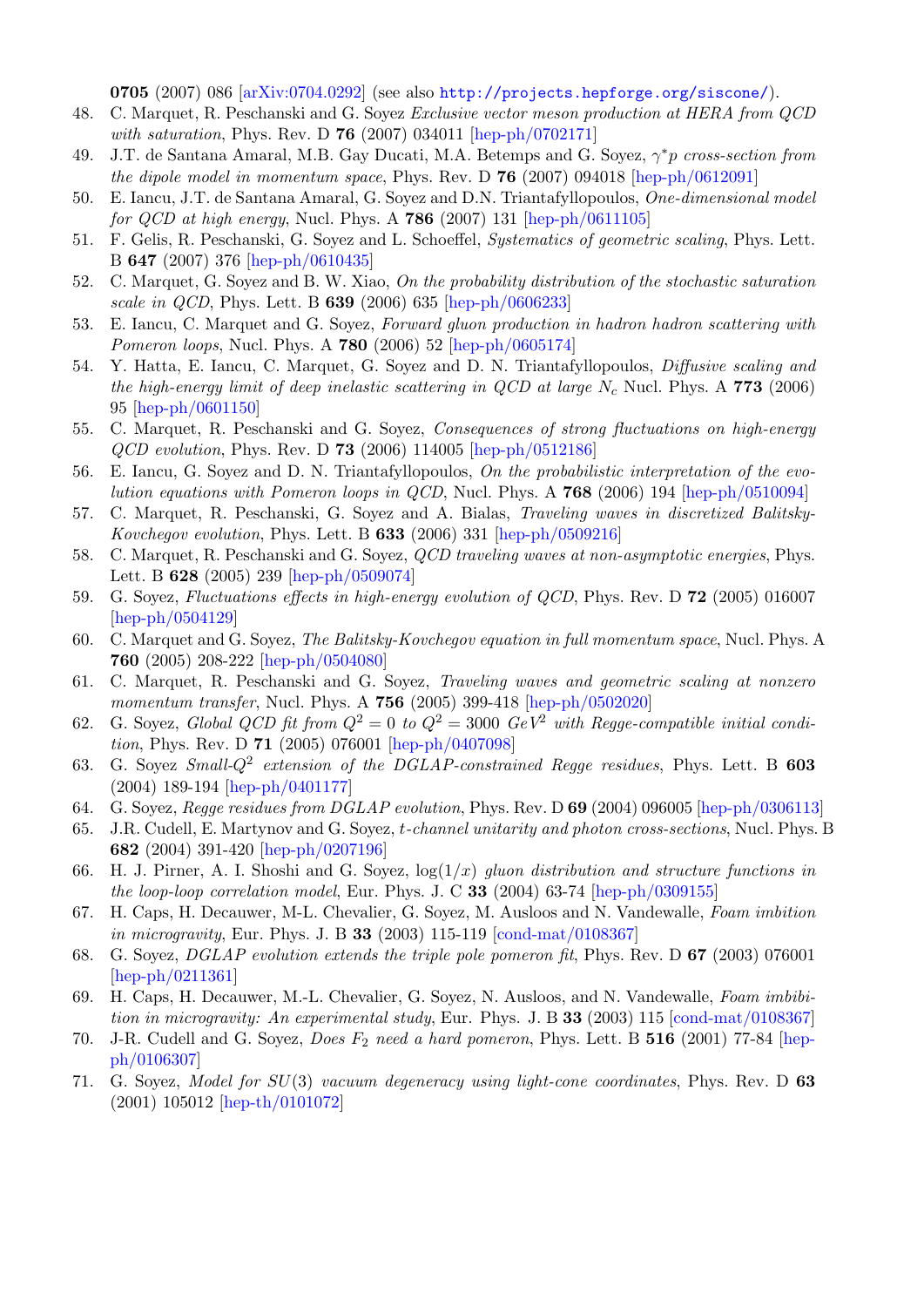**0705** (2007) 086 [arXiv:0704.0292] (see also http://projects.hepforge.org/siscone/).

48. C. Marquet, R. Peschanski and G. Soyez *Exclusive vector meson production at HERA from QCD with saturation*, Phys. Rev. D **76** (2007) 034011 [hep-ph/0702171]
49. J.T. de Santana Amaral, M.B. Gay Ducati, M.A. Betemps and G. Soyez, *$\gamma^{*}p$ cross-section from the dipole model in momentum space*, Phys. Rev. D **76** (2007) 094018 [hep-ph/0612091]
50. E. Iancu, J.T. de Santana Amaral, G. Soyez and D.N. Triantafyllopoulos, *One-dimensional model for QCD at high energy*, Nucl. Phys. A **786** (2007) 131 [hep-ph/0611105]
51. F. Gelis, R. Peschanski, G. Soyez and L. Schoeffel, *Systematics of geometric scaling*, Phys. Lett. B **647** (2007) 376 [hep-ph/0610435]
52. C. Marquet, G. Soyez and B. W. Xiao, *On the probability distribution of the stochastic saturation scale in QCD*, Phys. Lett. B **639** (2006) 635 [hep-ph/0606233]
53. E. Iancu, C. Marquet and G. Soyez, *Forward gluon production in hadron hadron scattering with Pomeron loops*, Nucl. Phys. A **780** (2006) 52 [hep-ph/0605174]
54. Y. Hatta, E. Iancu, C. Marquet, G. Soyez and D. N. Triantafyllopoulos, *Diffusive scaling and the high-energy limit of deep inelastic scattering in QCD at large $N_c$* Nucl. Phys. A **773** (2006) 95 [hep-ph/0601150]
55. C. Marquet, R. Peschanski and G. Soyez, *Consequences of strong fluctuations on high-energy QCD evolution*, Phys. Rev. D **73** (2006) 114005 [hep-ph/0512186]
56. E. Iancu, G. Soyez and D. N. Triantafyllopoulos, *On the probabilistic interpretation of the evolution equations with Pomeron loops in QCD*, Nucl. Phys. A **768** (2006) 194 [hep-ph/0510094]
57. C. Marquet, R. Peschanski, G. Soyez and A. Bialas, *Traveling waves in discretized Balitsky-Kovchegov evolution*, Phys. Lett. B **633** (2006) 331 [hep-ph/0509216]
58. C. Marquet, R. Peschanski and G. Soyez, *QCD traveling waves at non-asymptotic energies*, Phys. Lett. B **628** (2005) 239 [hep-ph/0509074]
59. G. Soyez, *Fluctuations effects in high-energy evolution of QCD*, Phys. Rev. D **72** (2005) 016007 [hep-ph/0504129]
60. C. Marquet and G. Soyez, *The Balitsky-Kovchegov equation in full momentum space*, Nucl. Phys. A **760** (2005) 208-222 [hep-ph/0504080]
61. C. Marquet, R. Peschanski and G. Soyez, *Traveling waves and geometric scaling at nonzero momentum transfer*, Nucl. Phys. A **756** (2005) 399-418 [hep-ph/0502020]
62. G. Soyez, *Global QCD fit from $Q^2 = 0$ to $Q^2 = 3000$ $GeV^2$ with Regge-compatible initial condition*, Phys. Rev. D **71** (2005) 076001 [hep-ph/0407098]
63. G. Soyez *Small-$Q^2$ extension of the DGLAP-constrained Regge residues*, Phys. Lett. B **603** (2004) 189-194 [hep-ph/0401177]
64. G. Soyez, *Regge residues from DGLAP evolution*, Phys. Rev. D **69** (2004) 096005 [hep-ph/0306113]
65. J.R. Cudell, E. Martynov and G. Soyez, *t-channel unitarity and photon cross-sections*, Nucl. Phys. B **682** (2004) 391-420 [hep-ph/0207196]
66. H. J. Pirner, A. I. Shoshi and G. Soyez, *$\log(1/x)$ gluon distribution and structure functions in the loop-loop correlation model*, Eur. Phys. J. C **33** (2004) 63-74 [hep-ph/0309155]
67. H. Caps, H. Decauwer, M-L. Chevalier, G. Soyez, M. Ausloos and N. Vandewalle, *Foam imbition in microgravity*, Eur. Phys. J. B **33** (2003) 115-119 [cond-mat/0108367]
68. G. Soyez, *DGLAP evolution extends the triple pole pomeron fit*, Phys. Rev. D **67** (2003) 076001 [hep-ph/0211361]
69. H. Caps, H. Decauwer, M.-L. Chevalier, G. Soyez, N. Ausloos, and N. Vandewalle, *Foam imbibition in microgravity: An experimental study*, Eur. Phys. J. B **33** (2003) 115 [cond-mat/0108367]
70. J-R. Cudell and G. Soyez, *Does $F_2$ need a hard pomeron*, Phys. Lett. B **516** (2001) 77-84 [hep-ph/0106307]
71. G. Soyez, *Model for $SU(3)$ vacuum degeneracy using light-cone coordinates*, Phys. Rev. D **63** (2001) 105012 [hep-th/0101072]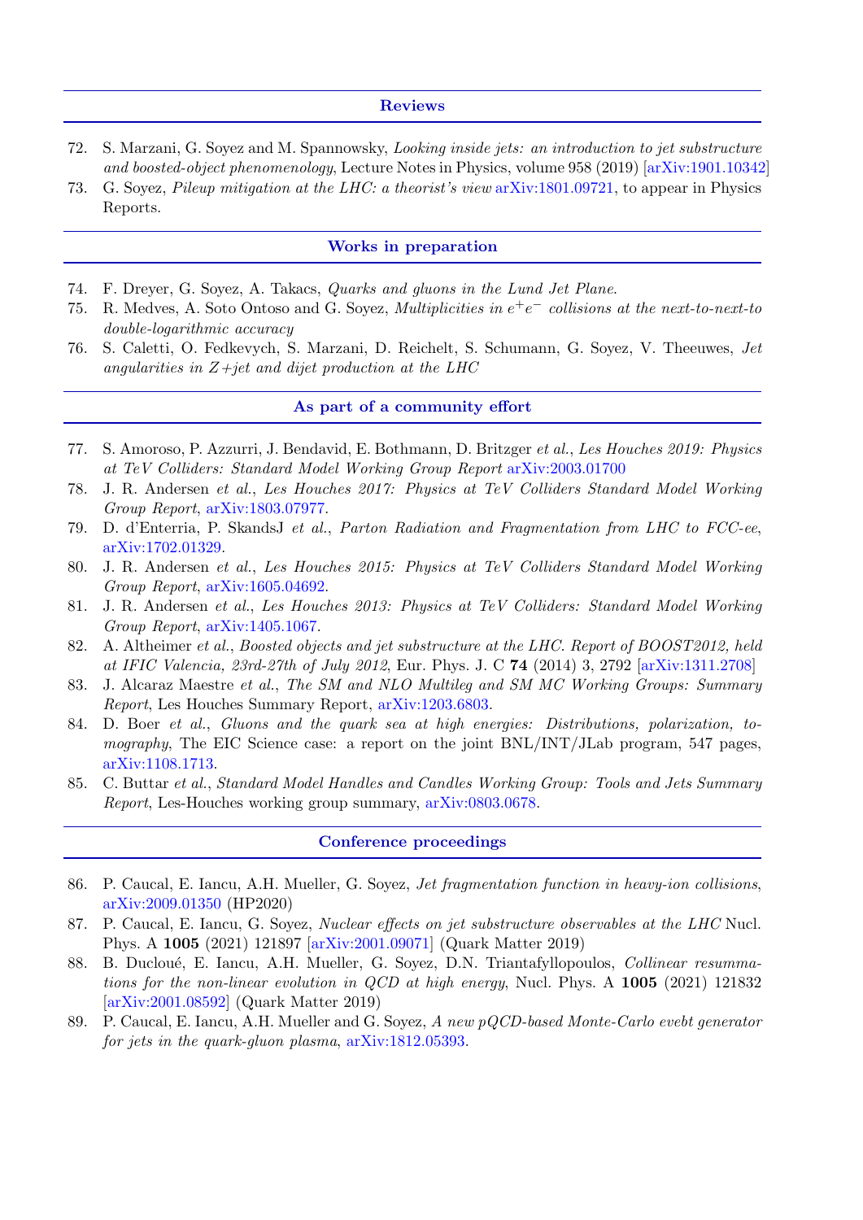## Reviews

72. S. Marzani, G. Soyez and M. Spannowsky, *Looking inside jets: an introduction to jet substructure and boosted-object phenomenology*, Lecture Notes in Physics, volume 958 (2019) [arXiv:1901.10342]
73. G. Soyez, *Pileup mitigation at the LHC: a theorist's view* arXiv:1801.09721, to appear in Physics Reports.

## Works in preparation

74. F. Dreyer, G. Soyez, A. Takacs, *Quarks and gluons in the Lund Jet Plane*.
75. R. Medves, A. Soto Ontoso and G. Soyez, *Multiplicities in $e^+e^-$ collisions at the next-to-next-to double-logarithmic accuracy*
76. S. Caletti, O. Fedkevych, S. Marzani, D. Reichelt, S. Schumann, G. Soyez, V. Theeuwes, *Jet angularities in Z+jet and dijet production at the LHC*

## As part of a community effort

77. S. Amoroso, P. Azzurri, J. Bendavid, E. Bothmann, D. Britzger *et al.*, *Les Houches 2019: Physics at TeV Colliders: Standard Model Working Group Report* arXiv:2003.01700
78. J. R. Andersen *et al.*, *Les Houches 2017: Physics at TeV Colliders Standard Model Working Group Report*, arXiv:1803.07977.
79. D. d'Enterria, P. SkandsJ *et al.*, *Parton Radiation and Fragmentation from LHC to FCC-ee*, arXiv:1702.01329.
80. J. R. Andersen *et al.*, *Les Houches 2015: Physics at TeV Colliders Standard Model Working Group Report*, arXiv:1605.04692.
81. J. R. Andersen *et al.*, *Les Houches 2013: Physics at TeV Colliders: Standard Model Working Group Report*, arXiv:1405.1067.
82. A. Altheimer *et al.*, *Boosted objects and jet substructure at the LHC. Report of BOOST2012, held at IFIC Valencia, 23rd-27th of July 2012*, Eur. Phys. J. C **74** (2014) 3, 2792 [arXiv:1311.2708]
83. J. Alcaraz Maestre *et al.*, *The SM and NLO Multileg and SM MC Working Groups: Summary Report*, Les Houches Summary Report, arXiv:1203.6803.
84. D. Boer *et al.*, *Gluons and the quark sea at high energies: Distributions, polarization, tomography*, The EIC Science case: a report on the joint BNL/INT/JLab program, 547 pages, arXiv:1108.1713.
85. C. Buttar *et al.*, *Standard Model Handles and Candles Working Group: Tools and Jets Summary Report*, Les-Houches working group summary, arXiv:0803.0678.

## Conference proceedings

86. P. Caucal, E. Iancu, A.H. Mueller, G. Soyez, *Jet fragmentation function in heavy-ion collisions*, arXiv:2009.01350 (HP2020)
87. P. Caucal, E. Iancu, G. Soyez, *Nuclear effects on jet substructure observables at the LHC* Nucl. Phys. A **1005** (2021) 121897 [arXiv:2001.09071] (Quark Matter 2019)
88. B. Ducloué, E. Iancu, A.H. Mueller, G. Soyez, D.N. Triantafyllopoulos, *Collinear resummations for the non-linear evolution in QCD at high energy*, Nucl. Phys. A **1005** (2021) 121832 [arXiv:2001.08592] (Quark Matter 2019)
89. P. Caucal, E. Iancu, A.H. Mueller and G. Soyez, *A new pQCD-based Monte-Carlo evebt generator for jets in the quark-gluon plasma*, arXiv:1812.05393.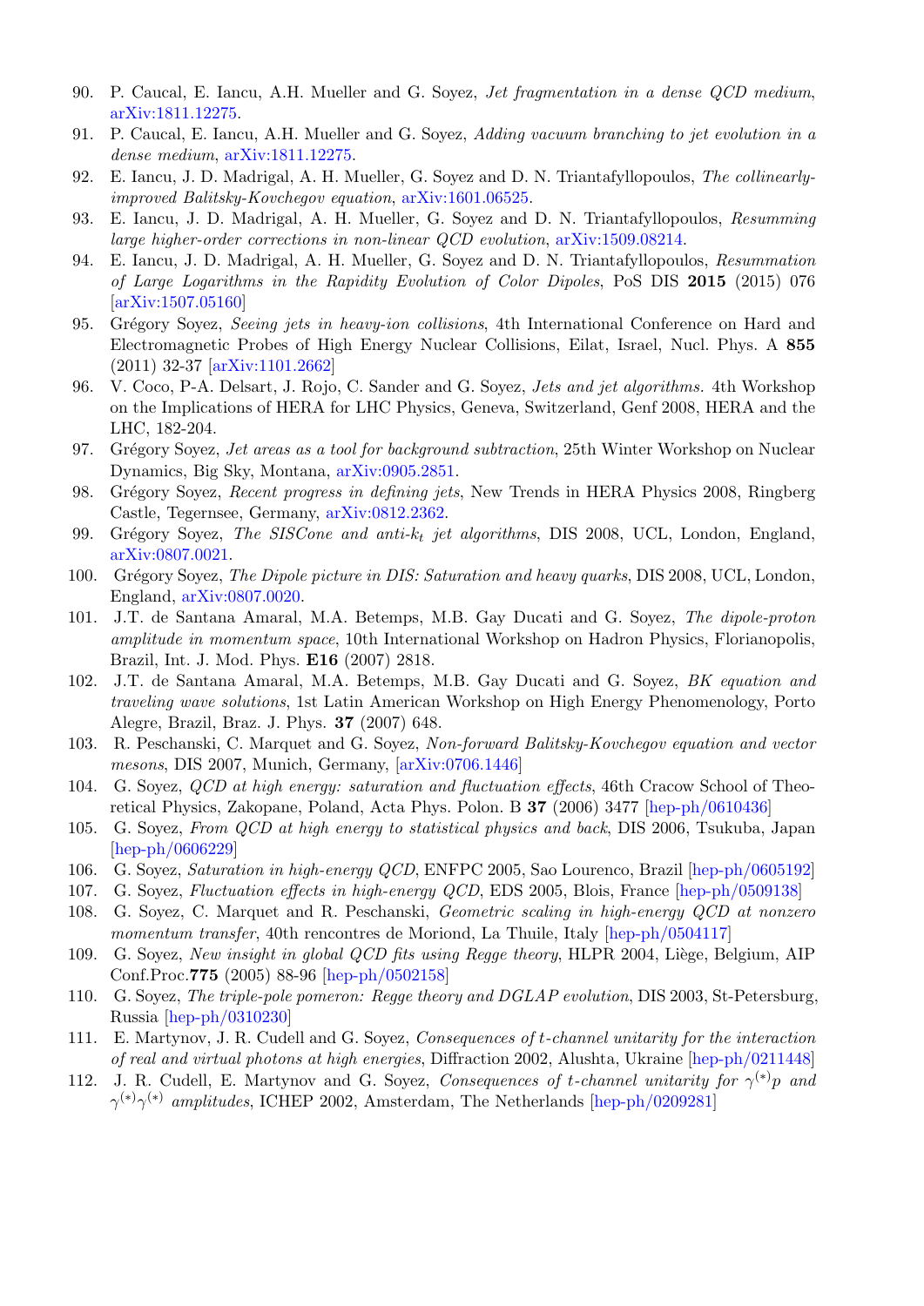90. P. Caucal, E. Iancu, A.H. Mueller and G. Soyez, *Jet fragmentation in a dense QCD medium*, arXiv:1811.12275.
91. P. Caucal, E. Iancu, A.H. Mueller and G. Soyez, *Adding vacuum branching to jet evolution in a dense medium*, arXiv:1811.12275.
92. E. Iancu, J. D. Madrigal, A. H. Mueller, G. Soyez and D. N. Triantafyllopoulos, *The collinearly-improved Balitsky-Kovchegov equation*, arXiv:1601.06525.
93. E. Iancu, J. D. Madrigal, A. H. Mueller, G. Soyez and D. N. Triantafyllopoulos, *Resumming large higher-order corrections in non-linear QCD evolution*, arXiv:1509.08214.
94. E. Iancu, J. D. Madrigal, A. H. Mueller, G. Soyez and D. N. Triantafyllopoulos, *Resummation of Large Logarithms in the Rapidity Evolution of Color Dipoles*, PoS DIS **2015** (2015) 076 [arXiv:1507.05160]
95. Grégory Soyez, *Seeing jets in heavy-ion collisions*, 4th International Conference on Hard and Electromagnetic Probes of High Energy Nuclear Collisions, Eilat, Israel, Nucl. Phys. A **855** (2011) 32-37 [arXiv:1101.2662]
96. V. Coco, P-A. Delsart, J. Rojo, C. Sander and G. Soyez, *Jets and jet algorithms.* 4th Workshop on the Implications of HERA for LHC Physics, Geneva, Switzerland, Genf 2008, HERA and the LHC, 182-204.
97. Grégory Soyez, *Jet areas as a tool for background subtraction*, 25th Winter Workshop on Nuclear Dynamics, Big Sky, Montana, arXiv:0905.2851.
98. Grégory Soyez, *Recent progress in defining jets*, New Trends in HERA Physics 2008, Ringberg Castle, Tegernsee, Germany, arXiv:0812.2362.
99. Grégory Soyez, *The SISCone and anti-$k_t$ jet algorithms*, DIS 2008, UCL, London, England, arXiv:0807.0021.
100. Grégory Soyez, *The Dipole picture in DIS: Saturation and heavy quarks*, DIS 2008, UCL, London, England, arXiv:0807.0020.
101. J.T. de Santana Amaral, M.A. Betemps, M.B. Gay Ducati and G. Soyez, *The dipole-proton amplitude in momentum space*, 10th International Workshop on Hadron Physics, Florianopolis, Brazil, Int. J. Mod. Phys. **E16** (2007) 2818.
102. J.T. de Santana Amaral, M.A. Betemps, M.B. Gay Ducati and G. Soyez, *BK equation and traveling wave solutions*, 1st Latin American Workshop on High Energy Phenomenology, Porto Alegre, Brazil, Braz. J. Phys. **37** (2007) 648.
103. R. Peschanski, C. Marquet and G. Soyez, *Non-forward Balitsky-Kovchegov equation and vector mesons*, DIS 2007, Munich, Germany, [arXiv:0706.1446]
104. G. Soyez, *QCD at high energy: saturation and fluctuation effects*, 46th Cracow School of Theoretical Physics, Zakopane, Poland, Acta Phys. Polon. B **37** (2006) 3477 [hep-ph/0610436]
105. G. Soyez, *From QCD at high energy to statistical physics and back*, DIS 2006, Tsukuba, Japan [hep-ph/0606229]
106. G. Soyez, *Saturation in high-energy QCD*, ENFPC 2005, Sao Lourenco, Brazil [hep-ph/0605192]
107. G. Soyez, *Fluctuation effects in high-energy QCD*, EDS 2005, Blois, France [hep-ph/0509138]
108. G. Soyez, C. Marquet and R. Peschanski, *Geometric scaling in high-energy QCD at nonzero momentum transfer*, 40th rencontres de Moriond, La Thuile, Italy [hep-ph/0504117]
109. G. Soyez, *New insight in global QCD fits using Regge theory*, HLPR 2004, Liège, Belgium, AIP Conf.Proc.**775** (2005) 88-96 [hep-ph/0502158]
110. G. Soyez, *The triple-pole pomeron: Regge theory and DGLAP evolution*, DIS 2003, St-Petersburg, Russia [hep-ph/0310230]
111. E. Martynov, J. R. Cudell and G. Soyez, *Consequences of $t$-channel unitarity for the interaction of real and virtual photons at high energies*, Diffraction 2002, Alushta, Ukraine [hep-ph/0211448]
112. J. R. Cudell, E. Martynov and G. Soyez, *Consequences of $t$-channel unitarity for $\gamma^{(*)}p$ and $\gamma^{(*)}\gamma^{(*)}$ amplitudes*, ICHEP 2002, Amsterdam, The Netherlands [hep-ph/0209281]